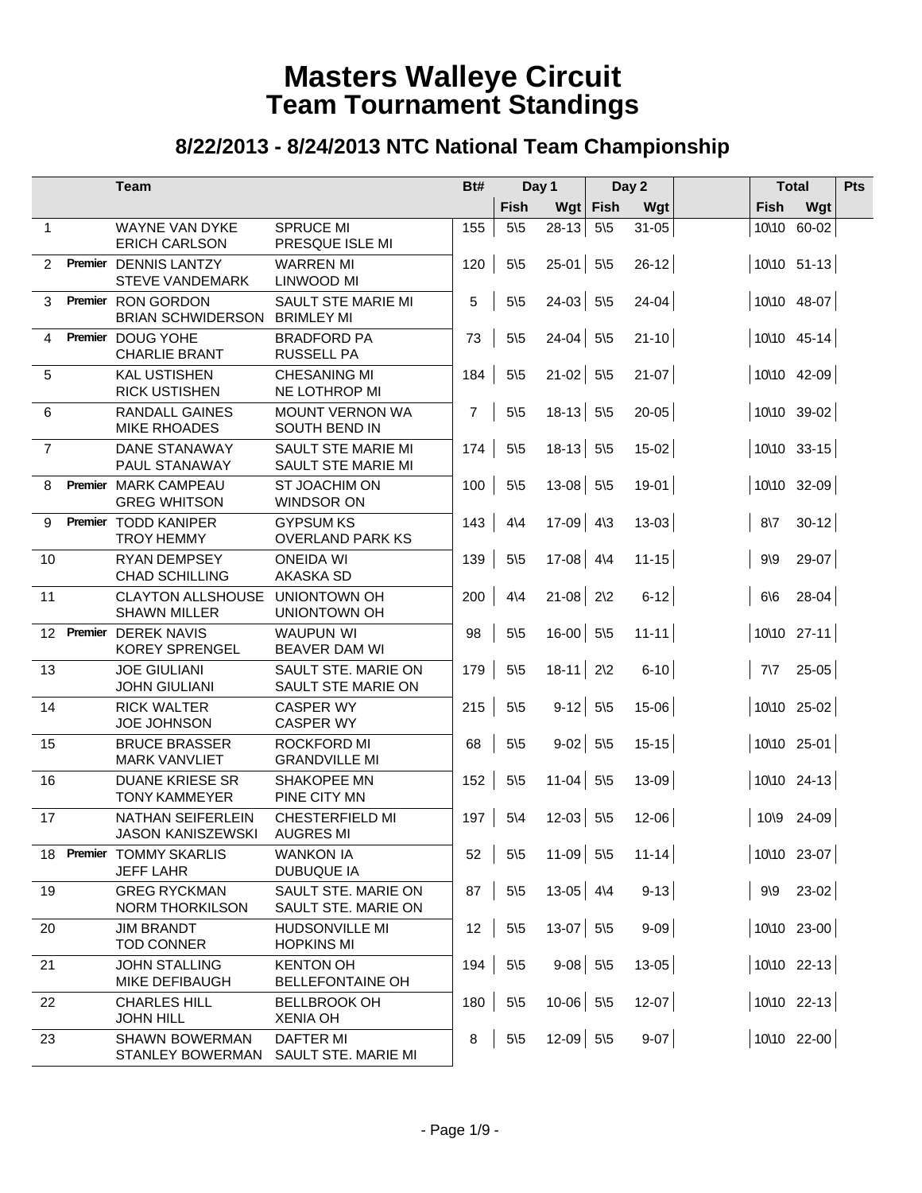# Masters Walleye Circuit
# Team Tournament Standings

## 8/22/2013 - 8/24/2013 NTC National Team Championship

| | | Team | | Bt# | Day 1 | | Day 2 | | | Total | | Pts |
|---|---|---|---|---|---|---|---|---|---|---|---|---|
| | | | | | Fish | Wgt | Fish | Wgt | | Fish | Wgt | |
| 1 | | WAYNE VAN DYKE<br>ERICH CARLSON | SPRUCE MI<br>PRESQUE ISLE MI | 155 | 5\5 | 28-13 | 5\5 | 31-05 | | 10\10 | 60-02 | |
| 2 | Premier | DENNIS LANTZY<br>STEVE VANDEMARK | WARREN MI<br>LINWOOD MI | 120 | 5\5 | 25-01 | 5\5 | 26-12 | | 10\10 | 51-13 | |
| 3 | Premier | RON GORDON<br>BRIAN SCHWIDERSON | SAULT STE MARIE MI<br>BRIMLEY MI | 5 | 5\5 | 24-03 | 5\5 | 24-04 | | 10\10 | 48-07 | |
| 4 | Premier | DOUG YOHE<br>CHARLIE BRANT | BRADFORD PA<br>RUSSELL PA | 73 | 5\5 | 24-04 | 5\5 | 21-10 | | 10\10 | 45-14 | |
| 5 | | KAL USTISHEN<br>RICK USTISHEN | CHESANING MI<br>NE LOTHROP MI | 184 | 5\5 | 21-02 | 5\5 | 21-07 | | 10\10 | 42-09 | |
| 6 | | RANDALL GAINES<br>MIKE RHOADES | MOUNT VERNON WA<br>SOUTH BEND IN | 7 | 5\5 | 18-13 | 5\5 | 20-05 | | 10\10 | 39-02 | |
| 7 | | DANE STANAWAY<br>PAUL STANAWAY | SAULT STE MARIE MI<br>SAULT STE MARIE MI | 174 | 5\5 | 18-13 | 5\5 | 15-02 | | 10\10 | 33-15 | |
| 8 | Premier | MARK CAMPEAU<br>GREG WHITSON | ST JOACHIM ON<br>WINDSOR ON | 100 | 5\5 | 13-08 | 5\5 | 19-01 | | 10\10 | 32-09 | |
| 9 | Premier | TODD KANIPER<br>TROY HEMMY | GYPSUM KS<br>OVERLAND PARK KS | 143 | 4\4 | 17-09 | 4\3 | 13-03 | | 8\7 | 30-12 | |
| 10 | | RYAN DEMPSEY<br>CHAD SCHILLING | ONEIDA WI<br>AKASKA SD | 139 | 5\5 | 17-08 | 4\4 | 11-15 | | 9\9 | 29-07 | |
| 11 | | CLAYTON ALLSHOUSE<br>SHAWN MILLER | UNIONTOWN OH<br>UNIONTOWN OH | 200 | 4\4 | 21-08 | 2\2 | 6-12 | | 6\6 | 28-04 | |
| 12 | Premier | DEREK NAVIS<br>KOREY SPRENGEL | WAUPUN WI<br>BEAVER DAM WI | 98 | 5\5 | 16-00 | 5\5 | 11-11 | | 10\10 | 27-11 | |
| 13 | | JOE GIULIANI<br>JOHN GIULIANI | SAULT STE. MARIE ON<br>SAULT STE MARIE ON | 179 | 5\5 | 18-11 | 2\2 | 6-10 | | 7\7 | 25-05 | |
| 14 | | RICK WALTER<br>JOE JOHNSON | CASPER WY<br>CASPER WY | 215 | 5\5 | 9-12 | 5\5 | 15-06 | | 10\10 | 25-02 | |
| 15 | | BRUCE BRASSER<br>MARK VANVLIET | ROCKFORD MI<br>GRANDVILLE MI | 68 | 5\5 | 9-02 | 5\5 | 15-15 | | 10\10 | 25-01 | |
| 16 | | DUANE KRIESE SR<br>TONY KAMMEYER | SHAKOPEE MN<br>PINE CITY MN | 152 | 5\5 | 11-04 | 5\5 | 13-09 | | 10\10 | 24-13 | |
| 17 | | NATHAN SEIFERLEIN<br>JASON KANISZEWSKI | CHESTERFIELD MI<br>AUGRES MI | 197 | 5\4 | 12-03 | 5\5 | 12-06 | | 10\9 | 24-09 | |
| 18 | Premier | TOMMY SKARLIS<br>JEFF LAHR | WANKON IA<br>DUBUQUE IA | 52 | 5\5 | 11-09 | 5\5 | 11-14 | | 10\10 | 23-07 | |
| 19 | | GREG RYCKMAN<br>NORM THORKILSON | SAULT STE. MARIE ON<br>SAULT STE. MARIE ON | 87 | 5\5 | 13-05 | 4\4 | 9-13 | | 9\9 | 23-02 | |
| 20 | | JIM BRANDT<br>TOD CONNER | HUDSONVILLE MI<br>HOPKINS MI | 12 | 5\5 | 13-07 | 5\5 | 9-09 | | 10\10 | 23-00 | |
| 21 | | JOHN STALLING<br>MIKE DEFIBAUGH | KENTON OH<br>BELLEFONTAINE OH | 194 | 5\5 | 9-08 | 5\5 | 13-05 | | 10\10 | 22-13 | |
| 22 | | CHARLES HILL<br>JOHN HILL | BELLBROOK OH<br>XENIA OH | 180 | 5\5 | 10-06 | 5\5 | 12-07 | | 10\10 | 22-13 | |
| 23 | | SHAWN BOWERMAN<br>STANLEY BOWERMAN | DAFTER MI<br>SAULT STE. MARIE MI | 8 | 5\5 | 12-09 | 5\5 | 9-07 | | 10\10 | 22-00 | |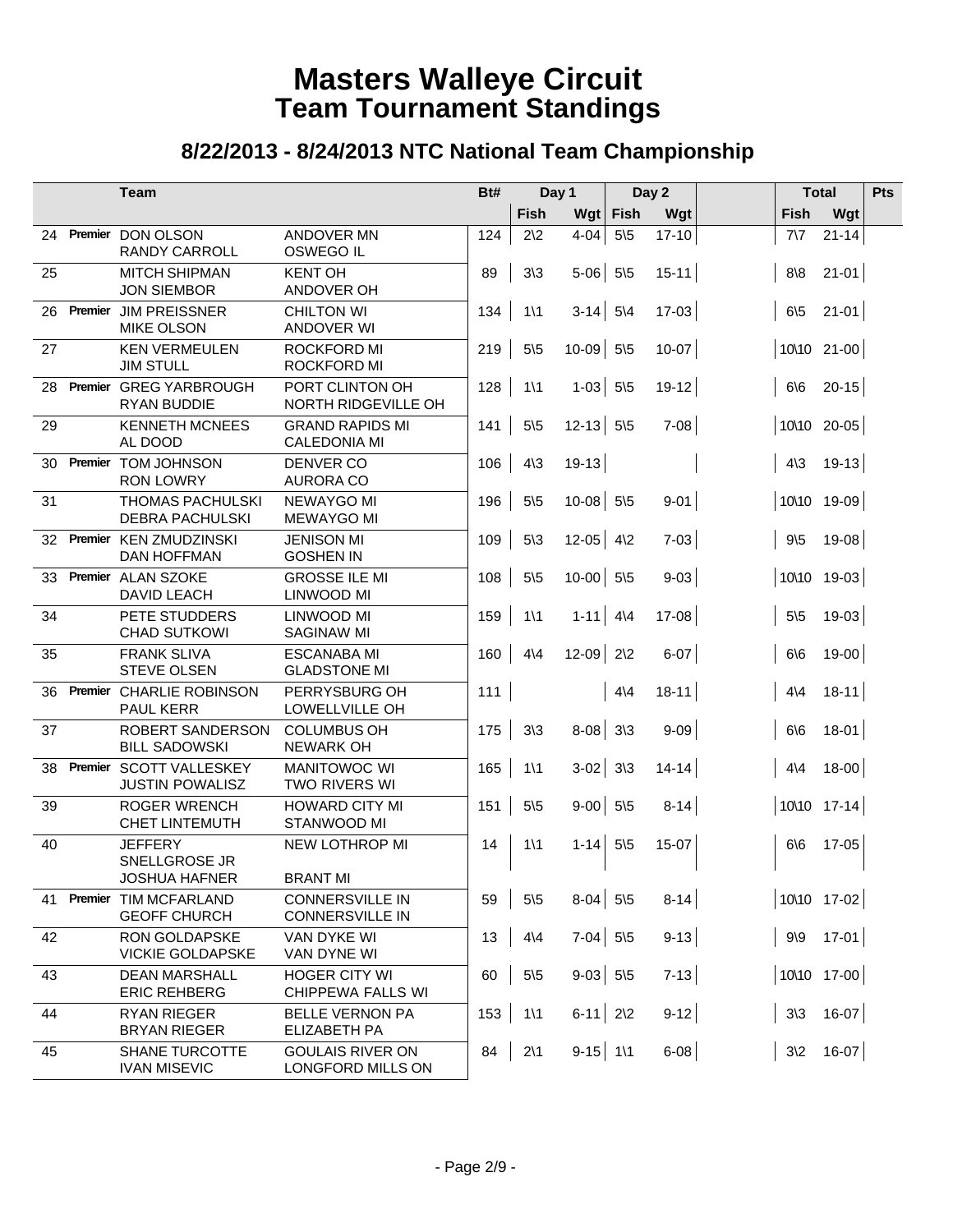# Masters Walleye Circuit
# Team Tournament Standings

## 8/22/2013 - 8/24/2013 NTC National Team Championship

| | | Team | | Bt# | Day 1 | | Day 2 | | | Total | | Pts |
|---|---|---|---|---|---|---|---|---|---|---|---|---|
| | | | | | Fish | Wgt | Fish | Wgt | | Fish | Wgt | |
| 24 | Premier | DON OLSON<br>RANDY CARROLL | ANDOVER MN<br>OSWEGO IL | 124 | 2\2 | 4-04 | 5\5 | 17-10 | | 7\7 | 21-14 | |
| 25 | | MITCH SHIPMAN<br>JON SIEMBOR | KENT OH<br>ANDOVER OH | 89 | 3\3 | 5-06 | 5\5 | 15-11 | | 8\8 | 21-01 | |
| 26 | Premier | JIM PREISSNER<br>MIKE OLSON | CHILTON WI<br>ANDOVER WI | 134 | 1\1 | 3-14 | 5\4 | 17-03 | | 6\5 | 21-01 | |
| 27 | | KEN VERMEULEN<br>JIM STULL | ROCKFORD MI<br>ROCKFORD MI | 219 | 5\5 | 10-09 | 5\5 | 10-07 | | 10\10 | 21-00 | |
| 28 | Premier | GREG YARBROUGH<br>RYAN BUDDIE | PORT CLINTON OH<br>NORTH RIDGEVILLE OH | 128 | 1\1 | 1-03 | 5\5 | 19-12 | | 6\6 | 20-15 | |
| 29 | | KENNETH MCNEES<br>AL DOOD | GRAND RAPIDS MI<br>CALEDONIA MI | 141 | 5\5 | 12-13 | 5\5 | 7-08 | | 10\10 | 20-05 | |
| 30 | Premier | TOM JOHNSON<br>RON LOWRY | DENVER CO<br>AURORA CO | 106 | 4\3 | 19-13 | | | | 4\3 | 19-13 | |
| 31 | | THOMAS PACHULSKI<br>DEBRA PACHULSKI | NEWAYGO MI<br>MEWAYGO MI | 196 | 5\5 | 10-08 | 5\5 | 9-01 | | 10\10 | 19-09 | |
| 32 | Premier | KEN ZMUDZINSKI<br>DAN HOFFMAN | JENISON MI<br>GOSHEN IN | 109 | 5\3 | 12-05 | 4\2 | 7-03 | | 9\5 | 19-08 | |
| 33 | Premier | ALAN SZOKE<br>DAVID LEACH | GROSSE ILE MI<br>LINWOOD MI | 108 | 5\5 | 10-00 | 5\5 | 9-03 | | 10\10 | 19-03 | |
| 34 | | PETE STUDDERS<br>CHAD SUTKOWI | LINWOOD MI<br>SAGINAW MI | 159 | 1\1 | 1-11 | 4\4 | 17-08 | | 5\5 | 19-03 | |
| 35 | | FRANK SLIVA<br>STEVE OLSEN | ESCANABA MI<br>GLADSTONE MI | 160 | 4\4 | 12-09 | 2\2 | 6-07 | | 6\6 | 19-00 | |
| 36 | Premier | CHARLIE ROBINSON<br>PAUL KERR | PERRYSBURG OH<br>LOWELLVILLE OH | 111 | | | 4\4 | 18-11 | | 4\4 | 18-11 | |
| 37 | | ROBERT SANDERSON<br>BILL SADOWSKI | COLUMBUS OH<br>NEWARK OH | 175 | 3\3 | 8-08 | 3\3 | 9-09 | | 6\6 | 18-01 | |
| 38 | Premier | SCOTT VALLESKEY<br>JUSTIN POWALISZ | MANITOWOC WI<br>TWO RIVERS WI | 165 | 1\1 | 3-02 | 3\3 | 14-14 | | 4\4 | 18-00 | |
| 39 | | ROGER WRENCH<br>CHET LINTEMUTH | HOWARD CITY MI<br>STANWOOD MI | 151 | 5\5 | 9-00 | 5\5 | 8-14 | | 10\10 | 17-14 | |
| 40 | | JEFFERY SNELLGROSE JR<br>JOSHUA HAFNER | NEW LOTHROP MI<br>BRANT MI | 14 | 1\1 | 1-14 | 5\5 | 15-07 | | 6\6 | 17-05 | |
| 41 | Premier | TIM MCFARLAND<br>GEOFF CHURCH | CONNERSVILLE IN<br>CONNERSVILLE IN | 59 | 5\5 | 8-04 | 5\5 | 8-14 | | 10\10 | 17-02 | |
| 42 | | RON GOLDAPSKE<br>VICKIE GOLDAPSKE | VAN DYKE WI<br>VAN DYNE WI | 13 | 4\4 | 7-04 | 5\5 | 9-13 | | 9\9 | 17-01 | |
| 43 | | DEAN MARSHALL<br>ERIC REHBERG | HOGER CITY WI<br>CHIPPEWA FALLS WI | 60 | 5\5 | 9-03 | 5\5 | 7-13 | | 10\10 | 17-00 | |
| 44 | | RYAN RIEGER<br>BRYAN RIEGER | BELLE VERNON PA<br>ELIZABETH PA | 153 | 1\1 | 6-11 | 2\2 | 9-12 | | 3\3 | 16-07 | |
| 45 | | SHANE TURCOTTE<br>IVAN MISEVIC | GOULAIS RIVER ON<br>LONGFORD MILLS ON | 84 | 2\1 | 9-15 | 1\1 | 6-08 | | 3\2 | 16-07 | |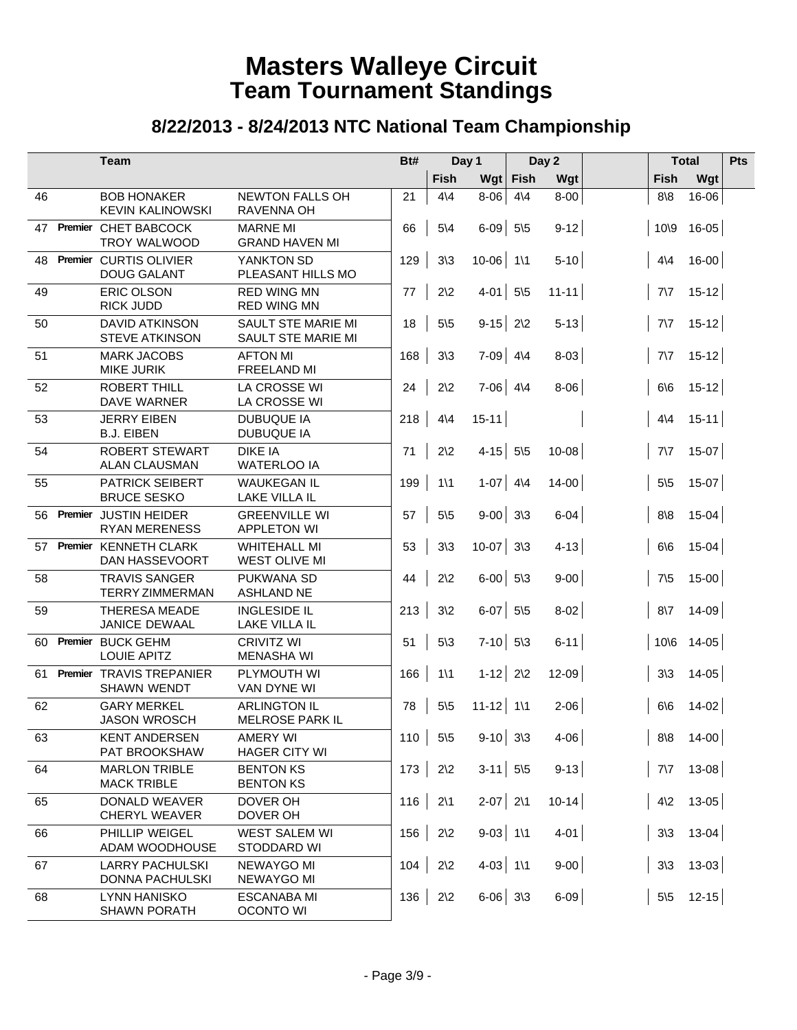# Masters Walleye Circuit
# Team Tournament Standings

## 8/22/2013 - 8/24/2013 NTC National Team Championship

| | | Team | | Bt# | Day 1 | | Day 2 | | | Total | | Pts |
|---|---|---|---|---|---|---|---|---|---|---|---|---|
| | | | | | Fish | Wgt | Fish | Wgt | | Fish | Wgt | |
| 46 | | BOB HONAKER<br>KEVIN KALINOWSKI | NEWTON FALLS OH<br>RAVENNA OH | 21 | 4\4 | 8-06 | 4\4 | 8-00 | | 8\8 | 16-06 | |
| 47 | Premier | CHET BABCOCK<br>TROY WALWOOD | MARNE MI<br>GRAND HAVEN MI | 66 | 5\4 | 6-09 | 5\5 | 9-12 | | 10\9 | 16-05 | |
| 48 | Premier | CURTIS OLIVIER<br>DOUG GALANT | YANKTON SD<br>PLEASANT HILLS MO | 129 | 3\3 | 10-06 | 1\1 | 5-10 | | 4\4 | 16-00 | |
| 49 | | ERIC OLSON<br>RICK JUDD | RED WING MN<br>RED WING MN | 77 | 2\2 | 4-01 | 5\5 | 11-11 | | 7\7 | 15-12 | |
| 50 | | DAVID ATKINSON<br>STEVE ATKINSON | SAULT STE MARIE MI<br>SAULT STE MARIE MI | 18 | 5\5 | 9-15 | 2\2 | 5-13 | | 7\7 | 15-12 | |
| 51 | | MARK JACOBS<br>MIKE JURIK | AFTON MI<br>FREELAND MI | 168 | 3\3 | 7-09 | 4\4 | 8-03 | | 7\7 | 15-12 | |
| 52 | | ROBERT THILL<br>DAVE WARNER | LA CROSSE WI<br>LA CROSSE WI | 24 | 2\2 | 7-06 | 4\4 | 8-06 | | 6\6 | 15-12 | |
| 53 | | JERRY EIBEN<br>B.J. EIBEN | DUBUQUE IA<br>DUBUQUE IA | 218 | 4\4 | 15-11 | | | | 4\4 | 15-11 | |
| 54 | | ROBERT STEWART<br>ALAN CLAUSMAN | DIKE IA<br>WATERLOO IA | 71 | 2\2 | 4-15 | 5\5 | 10-08 | | 7\7 | 15-07 | |
| 55 | | PATRICK SEIBERT<br>BRUCE SESKO | WAUKEGAN IL<br>LAKE VILLA IL | 199 | 1\1 | 1-07 | 4\4 | 14-00 | | 5\5 | 15-07 | |
| 56 | Premier | JUSTIN HEIDER<br>RYAN MERENESS | GREENVILLE WI<br>APPLETON WI | 57 | 5\5 | 9-00 | 3\3 | 6-04 | | 8\8 | 15-04 | |
| 57 | Premier | KENNETH CLARK<br>DAN HASSEVOORT | WHITEHALL MI<br>WEST OLIVE MI | 53 | 3\3 | 10-07 | 3\3 | 4-13 | | 6\6 | 15-04 | |
| 58 | | TRAVIS SANGER<br>TERRY ZIMMERMAN | PUKWANA SD<br>ASHLAND NE | 44 | 2\2 | 6-00 | 5\3 | 9-00 | | 7\5 | 15-00 | |
| 59 | | THERESA MEADE<br>JANICE DEWAAL | INGLESIDE IL<br>LAKE VILLA IL | 213 | 3\2 | 6-07 | 5\5 | 8-02 | | 8\7 | 14-09 | |
| 60 | Premier | BUCK GEHM<br>LOUIE APITZ | CRIVITZ WI<br>MENASHA WI | 51 | 5\3 | 7-10 | 5\3 | 6-11 | | 10\6 | 14-05 | |
| 61 | Premier | TRAVIS TREPANIER<br>SHAWN WENDT | PLYMOUTH WI<br>VAN DYNE WI | 166 | 1\1 | 1-12 | 2\2 | 12-09 | | 3\3 | 14-05 | |
| 62 | | GARY MERKEL<br>JASON WROSCH | ARLINGTON IL<br>MELROSE PARK IL | 78 | 5\5 | 11-12 | 1\1 | 2-06 | | 6\6 | 14-02 | |
| 63 | | KENT ANDERSEN<br>PAT BROOKSHAW | AMERY WI<br>HAGER CITY WI | 110 | 5\5 | 9-10 | 3\3 | 4-06 | | 8\8 | 14-00 | |
| 64 | | MARLON TRIBLE<br>MACK TRIBLE | BENTON KS<br>BENTON KS | 173 | 2\2 | 3-11 | 5\5 | 9-13 | | 7\7 | 13-08 | |
| 65 | | DONALD WEAVER<br>CHERYL WEAVER | DOVER OH<br>DOVER OH | 116 | 2\1 | 2-07 | 2\1 | 10-14 | | 4\2 | 13-05 | |
| 66 | | PHILLIP WEIGEL<br>ADAM WOODHOUSE | WEST SALEM WI<br>STODDARD WI | 156 | 2\2 | 9-03 | 1\1 | 4-01 | | 3\3 | 13-04 | |
| 67 | | LARRY PACHULSKI<br>DONNA PACHULSKI | NEWAYGO MI<br>NEWAYGO MI | 104 | 2\2 | 4-03 | 1\1 | 9-00 | | 3\3 | 13-03 | |
| 68 | | LYNN HANISKO<br>SHAWN PORATH | ESCANABA MI<br>OCONTO WI | 136 | 2\2 | 6-06 | 3\3 | 6-09 | | 5\5 | 12-15 | |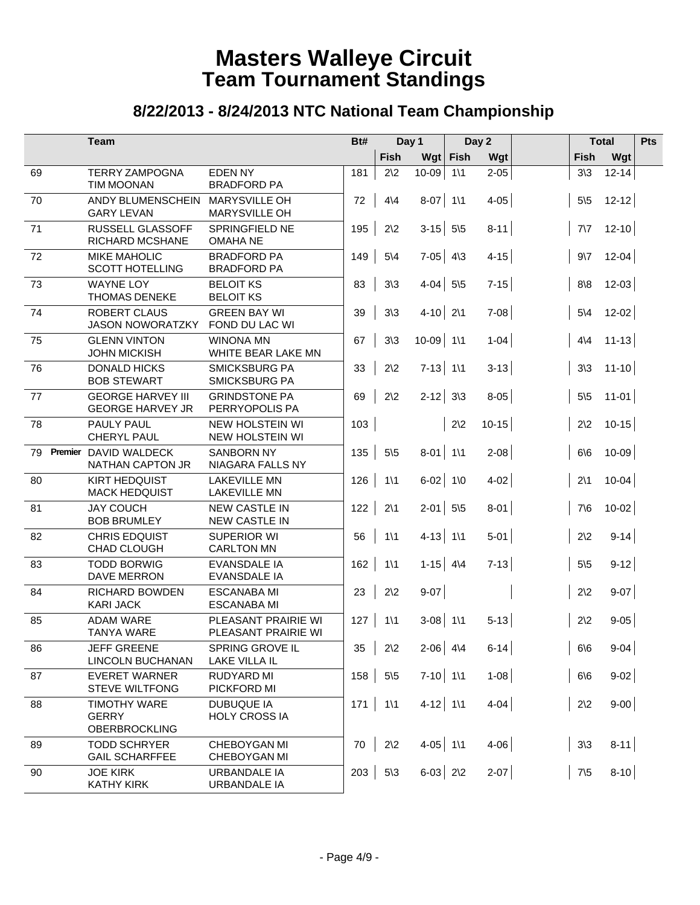# Masters Walleye Circuit
# Team Tournament Standings

## 8/22/2013 - 8/24/2013 NTC National Team Championship

| | | Team | | Bt# | Day 1 | | Day 2 | | | Total | | Pts |
|---|---|---|---|---|---|---|---|---|---|---|---|---|
| | | | | | Fish | Wgt | Fish | Wgt | | Fish | Wgt | |
| 69 | | TERRY ZAMPOGNA<br>TIM MOONAN | EDEN NY<br>BRADFORD PA | 181 | 2\2 | 10-09 | 1\1 | 2-05 | | 3\3 | 12-14 | |
| 70 | | ANDY BLUMENSCHEIN<br>GARY LEVAN | MARYSVILLE OH<br>MARYSVILLE OH | 72 | 4\4 | 8-07 | 1\1 | 4-05 | | 5\5 | 12-12 | |
| 71 | | RUSSELL GLASSOFF<br>RICHARD MCSHANE | SPRINGFIELD NE<br>OMAHA NE | 195 | 2\2 | 3-15 | 5\5 | 8-11 | | 7\7 | 12-10 | |
| 72 | | MIKE MAHOLIC<br>SCOTT HOTELLING | BRADFORD PA<br>BRADFORD PA | 149 | 5\4 | 7-05 | 4\3 | 4-15 | | 9\7 | 12-04 | |
| 73 | | WAYNE LOY<br>THOMAS DENEKE | BELOIT KS<br>BELOIT KS | 83 | 3\3 | 4-04 | 5\5 | 7-15 | | 8\8 | 12-03 | |
| 74 | | ROBERT CLAUS<br>JASON NOWORATZKY | GREEN BAY WI<br>FOND DU LAC WI | 39 | 3\3 | 4-10 | 2\1 | 7-08 | | 5\4 | 12-02 | |
| 75 | | GLENN VINTON<br>JOHN MICKISH | WINONA MN<br>WHITE BEAR LAKE MN | 67 | 3\3 | 10-09 | 1\1 | 1-04 | | 4\4 | 11-13 | |
| 76 | | DONALD HICKS<br>BOB STEWART | SMICKSBURG PA<br>SMICKSBURG PA | 33 | 2\2 | 7-13 | 1\1 | 3-13 | | 3\3 | 11-10 | |
| 77 | | GEORGE HARVEY III<br>GEORGE HARVEY JR | GRINDSTONE PA<br>PERRYOPOLIS PA | 69 | 2\2 | 2-12 | 3\3 | 8-05 | | 5\5 | 11-01 | |
| 78 | | PAULY PAUL<br>CHERYL PAUL | NEW HOLSTEIN WI<br>NEW HOLSTEIN WI | 103 | | | 2\2 | 10-15 | | 2\2 | 10-15 | |
| 79 | Premier | DAVID WALDECK<br>NATHAN CAPTON JR | SANBORN NY<br>NIAGARA FALLS NY | 135 | 5\5 | 8-01 | 1\1 | 2-08 | | 6\6 | 10-09 | |
| 80 | | KIRT HEDQUIST<br>MACK HEDQUIST | LAKEVILLE MN<br>LAKEVILLE MN | 126 | 1\1 | 6-02 | 1\0 | 4-02 | | 2\1 | 10-04 | |
| 81 | | JAY COUCH<br>BOB BRUMLEY | NEW CASTLE IN<br>NEW CASTLE IN | 122 | 2\1 | 2-01 | 5\5 | 8-01 | | 7\6 | 10-02 | |
| 82 | | CHRIS EDQUIST<br>CHAD CLOUGH | SUPERIOR WI<br>CARLTON MN | 56 | 1\1 | 4-13 | 1\1 | 5-01 | | 2\2 | 9-14 | |
| 83 | | TODD BORWIG<br>DAVE MERRON | EVANSDALE IA<br>EVANSDALE IA | 162 | 1\1 | 1-15 | 4\4 | 7-13 | | 5\5 | 9-12 | |
| 84 | | RICHARD BOWDEN<br>KARI JACK | ESCANABA MI<br>ESCANABA MI | 23 | 2\2 | 9-07 | | | | 2\2 | 9-07 | |
| 85 | | ADAM WARE<br>TANYA WARE | PLEASANT PRAIRIE WI<br>PLEASANT PRAIRIE WI | 127 | 1\1 | 3-08 | 1\1 | 5-13 | | 2\2 | 9-05 | |
| 86 | | JEFF GREENE<br>LINCOLN BUCHANAN | SPRING GROVE IL<br>LAKE VILLA IL | 35 | 2\2 | 2-06 | 4\4 | 6-14 | | 6\6 | 9-04 | |
| 87 | | EVERET WARNER<br>STEVE WILTFONG | RUDYARD MI<br>PICKFORD MI | 158 | 5\5 | 7-10 | 1\1 | 1-08 | | 6\6 | 9-02 | |
| 88 | | TIMOTHY WARE<br>GERRY OBERBROCKLING | DUBUQUE IA<br>HOLY CROSS IA | 171 | 1\1 | 4-12 | 1\1 | 4-04 | | 2\2 | 9-00 | |
| 89 | | TODD SCHRYER<br>GAIL SCHARFFEE | CHEBOYGAN MI<br>CHEBOYGAN MI | 70 | 2\2 | 4-05 | 1\1 | 4-06 | | 3\3 | 8-11 | |
| 90 | | JOE KIRK<br>KATHY KIRK | URBANDALE IA<br>URBANDALE IA | 203 | 5\3 | 6-03 | 2\2 | 2-07 | | 7\5 | 8-10 | |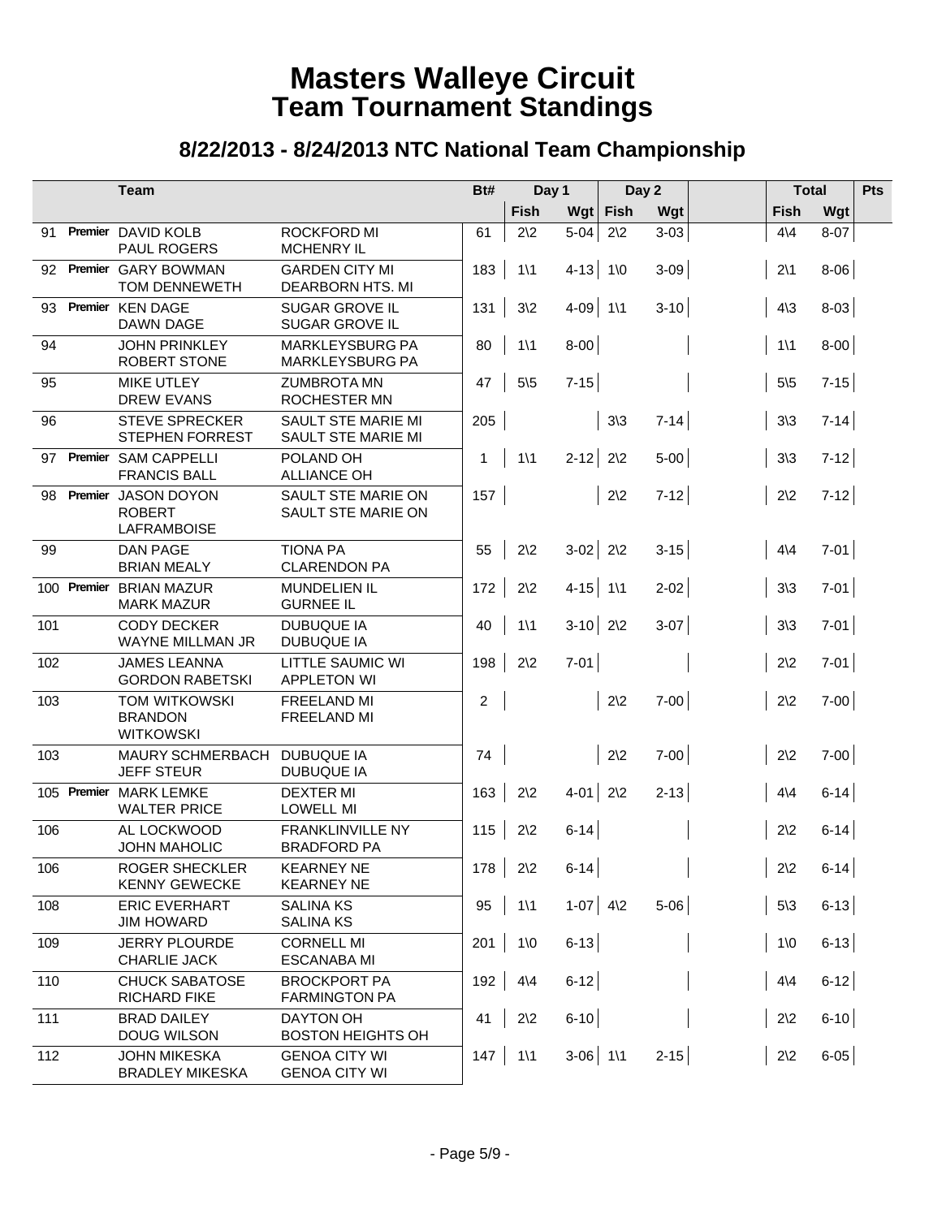# Masters Walleye Circuit
# Team Tournament Standings

## 8/22/2013 - 8/24/2013 NTC National Team Championship

| | | Team | | Bt# | Day 1 | | Day 2 | | Total | | Pts |
|---|---|---|---|---|---|---|---|---|---|---|---|
| | | | | | Fish | Wgt | Fish | Wgt | Fish | Wgt | |
| 91 | Premier | DAVID KOLB<br>PAUL ROGERS | ROCKFORD MI<br>MCHENRY IL | 61 | 2\2 | 5-04 | 2\2 | 3-03 | 4\4 | 8-07 | |
| 92 | Premier | GARY BOWMAN<br>TOM DENNEWETH | GARDEN CITY MI<br>DEARBORN HTS. MI | 183 | 1\1 | 4-13 | 1\0 | 3-09 | 2\1 | 8-06 | |
| 93 | Premier | KEN DAGE<br>DAWN DAGE | SUGAR GROVE IL<br>SUGAR GROVE IL | 131 | 3\2 | 4-09 | 1\1 | 3-10 | 4\3 | 8-03 | |
| 94 | | JOHN PRINKLEY<br>ROBERT STONE | MARKLEYSBURG PA<br>MARKLEYSBURG PA | 80 | 1\1 | 8-00 | | | 1\1 | 8-00 | |
| 95 | | MIKE UTLEY<br>DREW EVANS | ZUMBROTA MN<br>ROCHESTER MN | 47 | 5\5 | 7-15 | | | 5\5 | 7-15 | |
| 96 | | STEVE SPRECKER<br>STEPHEN FORREST | SAULT STE MARIE MI<br>SAULT STE MARIE MI | 205 | | | 3\3 | 7-14 | 3\3 | 7-14 | |
| 97 | Premier | SAM CAPPELLI<br>FRANCIS BALL | POLAND OH<br>ALLIANCE OH | 1 | 1\1 | 2-12 | 2\2 | 5-00 | 3\3 | 7-12 | |
| 98 | Premier | JASON DOYON<br>ROBERT LAFRAMBOISE | SAULT STE MARIE ON<br>SAULT STE MARIE ON | 157 | | | 2\2 | 7-12 | 2\2 | 7-12 | |
| 99 | | DAN PAGE<br>BRIAN MEALY | TIONA PA<br>CLARENDON PA | 55 | 2\2 | 3-02 | 2\2 | 3-15 | 4\4 | 7-01 | |
| 100 | Premier | BRIAN MAZUR<br>MARK MAZUR | MUNDELIEN IL<br>GURNEE IL | 172 | 2\2 | 4-15 | 1\1 | 2-02 | 3\3 | 7-01 | |
| 101 | | CODY DECKER<br>WAYNE MILLMAN JR | DUBUQUE IA<br>DUBUQUE IA | 40 | 1\1 | 3-10 | 2\2 | 3-07 | 3\3 | 7-01 | |
| 102 | | JAMES LEANNA<br>GORDON RABETSKI | LITTLE SAUMIC WI<br>APPLETON WI | 198 | 2\2 | 7-01 | | | 2\2 | 7-01 | |
| 103 | | TOM WITKOWSKI<br>BRANDON WITKOWSKI | FREELAND MI<br>FREELAND MI | 2 | | | 2\2 | 7-00 | 2\2 | 7-00 | |
| 103 | | MAURY SCHMERBACH<br>JEFF STEUR | DUBUQUE IA<br>DUBUQUE IA | 74 | | | 2\2 | 7-00 | 2\2 | 7-00 | |
| 105 | Premier | MARK LEMKE<br>WALTER PRICE | DEXTER MI<br>LOWELL MI | 163 | 2\2 | 4-01 | 2\2 | 2-13 | 4\4 | 6-14 | |
| 106 | | AL LOCKWOOD<br>JOHN MAHOLIC | FRANKLINVILLE NY<br>BRADFORD PA | 115 | 2\2 | 6-14 | | | 2\2 | 6-14 | |
| 106 | | ROGER SHECKLER<br>KENNY GEWECKE | KEARNEY NE<br>KEARNEY NE | 178 | 2\2 | 6-14 | | | 2\2 | 6-14 | |
| 108 | | ERIC EVERHART<br>JIM HOWARD | SALINA KS<br>SALINA KS | 95 | 1\1 | 1-07 | 4\2 | 5-06 | 5\3 | 6-13 | |
| 109 | | JERRY PLOURDE<br>CHARLIE JACK | CORNELL MI<br>ESCANABA MI | 201 | 1\0 | 6-13 | | | 1\0 | 6-13 | |
| 110 | | CHUCK SABATOSE<br>RICHARD FIKE | BROCKPORT PA<br>FARMINGTON PA | 192 | 4\4 | 6-12 | | | 4\4 | 6-12 | |
| 111 | | BRAD DAILEY<br>DOUG WILSON | DAYTON OH<br>BOSTON HEIGHTS OH | 41 | 2\2 | 6-10 | | | 2\2 | 6-10 | |
| 112 | | JOHN MIKESKA<br>BRADLEY MIKESKA | GENOA CITY WI<br>GENOA CITY WI | 147 | 1\1 | 3-06 | 1\1 | 2-15 | 2\2 | 6-05 | |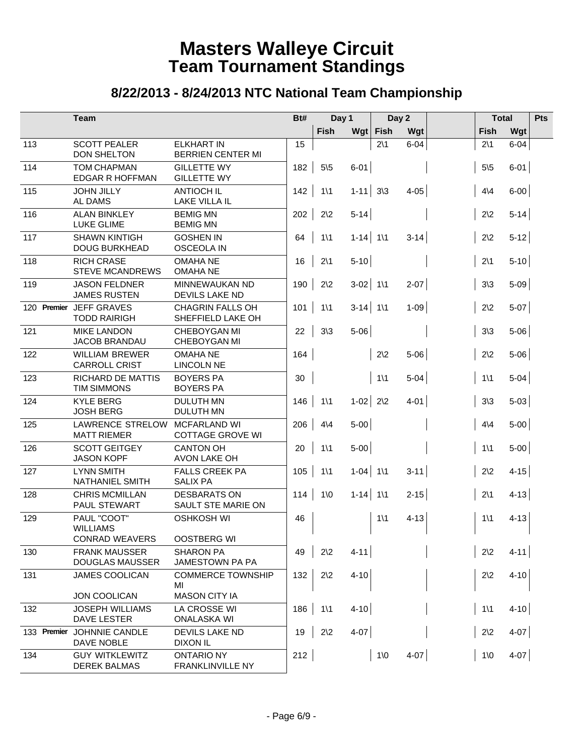# Masters Walleye Circuit
# Team Tournament Standings

## 8/22/2013 - 8/24/2013 NTC National Team Championship

| | Team | | Bt# | Day 1 | | Day 2 | | | Total | | Pts |
|---|---|---|---|---|---|---|---|---|---|---|---|
| | | | | Fish | Wgt | Fish | Wgt | | Fish | Wgt | |
| 113 | SCOTT PEALER<br>DON SHELTON | ELKHART IN<br>BERRIEN CENTER MI | 15 | | | 2\1 | 6-04 | | 2\1 | 6-04 | |
| 114 | TOM CHAPMAN<br>EDGAR R HOFFMAN | GILLETTE WY<br>GILLETTE WY | 182 | 5\5 | 6-01 | | | | 5\5 | 6-01 | |
| 115 | JOHN JILLY<br>AL DAMS | ANTIOCH IL<br>LAKE VILLA IL | 142 | 1\1 | 1-11 | 3\3 | 4-05 | | 4\4 | 6-00 | |
| 116 | ALAN BINKLEY<br>LUKE GLIME | BEMIG MN<br>BEMIG MN | 202 | 2\2 | 5-14 | | | | 2\2 | 5-14 | |
| 117 | SHAWN KINTIGH<br>DOUG BURKHEAD | GOSHEN IN<br>OSCEOLA IN | 64 | 1\1 | 1-14 | 1\1 | 3-14 | | 2\2 | 5-12 | |
| 118 | RICH CRASE<br>STEVE MCANDREWS | OMAHA NE<br>OMAHA NE | 16 | 2\1 | 5-10 | | | | 2\1 | 5-10 | |
| 119 | JASON FELDNER<br>JAMES RUSTEN | MINNEWAUKAN ND<br>DEVILS LAKE ND | 190 | 2\2 | 3-02 | 1\1 | 2-07 | | 3\3 | 5-09 | |
| 120 **Premier** | JEFF GRAVES<br>TODD RAIRIGH | CHAGRIN FALLS OH<br>SHEFFIELD LAKE OH | 101 | 1\1 | 3-14 | 1\1 | 1-09 | | 2\2 | 5-07 | |
| 121 | MIKE LANDON<br>JACOB BRANDAU | CHEBOYGAN MI<br>CHEBOYGAN MI | 22 | 3\3 | 5-06 | | | | 3\3 | 5-06 | |
| 122 | WILLIAM BREWER<br>CARROLL CRIST | OMAHA NE<br>LINCOLN NE | 164 | | | 2\2 | 5-06 | | 2\2 | 5-06 | |
| 123 | RICHARD DE MATTIS<br>TIM SIMMONS | BOYERS PA<br>BOYERS PA | 30 | | | 1\1 | 5-04 | | 1\1 | 5-04 | |
| 124 | KYLE BERG<br>JOSH BERG | DULUTH MN<br>DULUTH MN | 146 | 1\1 | 1-02 | 2\2 | 4-01 | | 3\3 | 5-03 | |
| 125 | LAWRENCE STRELOW<br>MATT RIEMER | MCFARLAND WI<br>COTTAGE GROVE WI | 206 | 4\4 | 5-00 | | | | 4\4 | 5-00 | |
| 126 | SCOTT GEITGEY<br>JASON KOPF | CANTON OH<br>AVON LAKE OH | 20 | 1\1 | 5-00 | | | | 1\1 | 5-00 | |
| 127 | LYNN SMITH<br>NATHANIEL SMITH | FALLS CREEK PA<br>SALIX PA | 105 | 1\1 | 1-04 | 1\1 | 3-11 | | 2\2 | 4-15 | |
| 128 | CHRIS MCMILLAN<br>PAUL STEWART | DESBARATS ON<br>SAULT STE MARIE ON | 114 | 1\0 | 1-14 | 1\1 | 2-15 | | 2\1 | 4-13 | |
| 129 | PAUL "COOT" WILLIAMS<br>CONRAD WEAVERS | OSHKOSH WI<br>OOSTBERG WI | 46 | | | 1\1 | 4-13 | | 1\1 | 4-13 | |
| 130 | FRANK MAUSSER<br>DOUGLAS MAUSSER | SHARON PA<br>JAMESTOWN PA PA | 49 | 2\2 | 4-11 | | | | 2\2 | 4-11 | |
| 131 | JAMES COOLICAN<br>JON COOLICAN | COMMERCE TOWNSHIP MI<br>MASON CITY IA | 132 | 2\2 | 4-10 | | | | 2\2 | 4-10 | |
| 132 | JOSEPH WILLIAMS<br>DAVE LESTER | LA CROSSE WI<br>ONALASKA WI | 186 | 1\1 | 4-10 | | | | 1\1 | 4-10 | |
| 133 **Premier** | JOHNNIE CANDLE<br>DAVE NOBLE | DEVILS LAKE ND<br>DIXON IL | 19 | 2\2 | 4-07 | | | | 2\2 | 4-07 | |
| 134 | GUY WITKLEWITZ<br>DEREK BALMAS | ONTARIO NY<br>FRANKLINVILLE NY | 212 | | | 1\0 | 4-07 | | 1\0 | 4-07 | |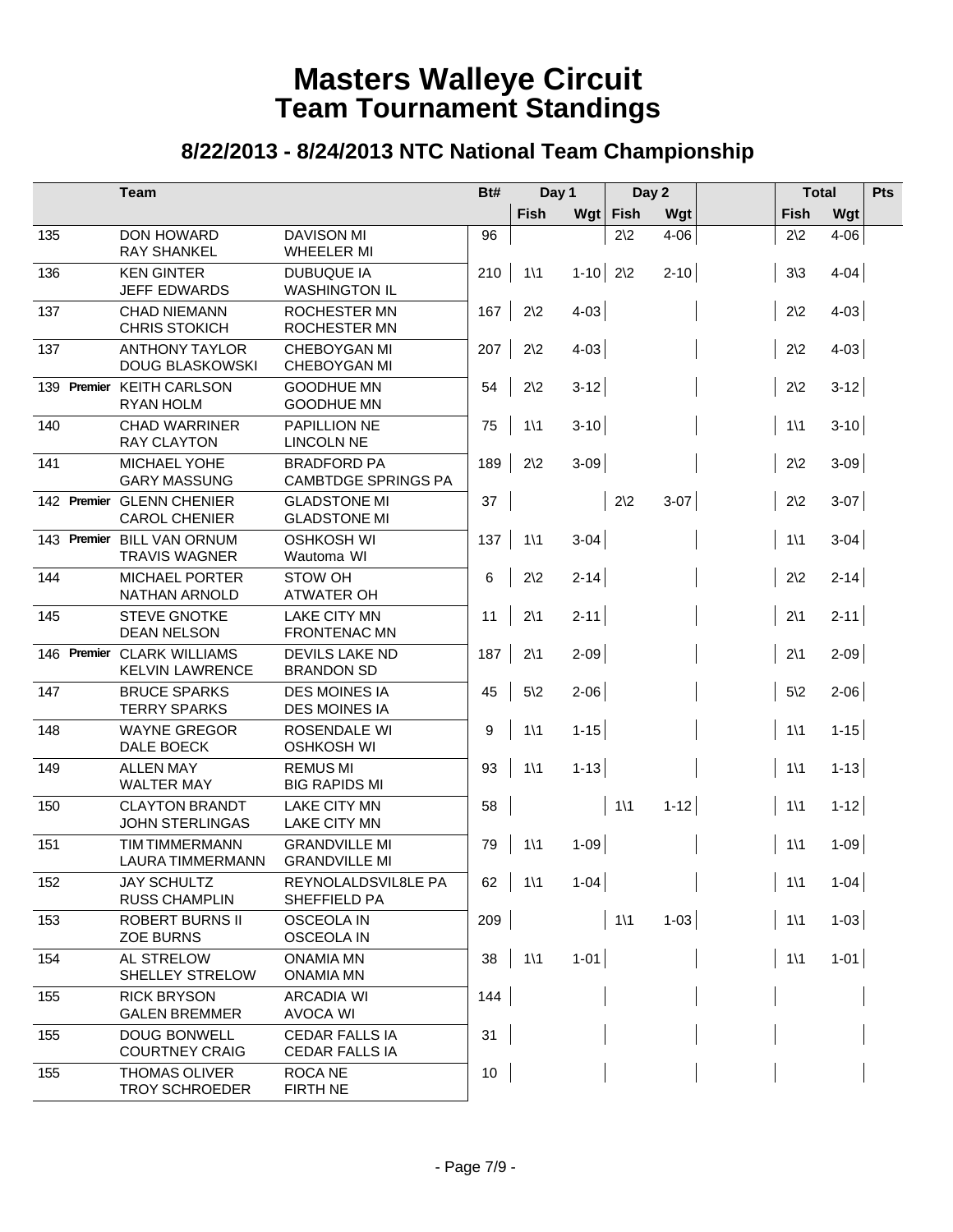# Masters Walleye Circuit
## Team Tournament Standings

### 8/22/2013 - 8/24/2013 NTC National Team Championship

| | | Team | | Bt# | Day 1 | | Day 2 | | | Total | | Pts |
|---|---|---|---|---|---|---|---|---|---|---|---|---|
| | | | | | Fish | Wgt | Fish | Wgt | | Fish | Wgt | |
| 135 | | DON HOWARD<br>RAY SHANKEL | DAVISON MI<br>WHEELER MI | 96 | | | 2\2 | 4-06 | | 2\2 | 4-06 | |
| 136 | | KEN GINTER<br>JEFF EDWARDS | DUBUQUE IA<br>WASHINGTON IL | 210 | 1\1 | 1-10 | 2\2 | 2-10 | | 3\3 | 4-04 | |
| 137 | | CHAD NIEMANN<br>CHRIS STOKICH | ROCHESTER MN<br>ROCHESTER MN | 167 | 2\2 | 4-03 | | | | 2\2 | 4-03 | |
| 137 | | ANTHONY TAYLOR<br>DOUG BLASKOWSKI | CHEBOYGAN MI<br>CHEBOYGAN MI | 207 | 2\2 | 4-03 | | | | 2\2 | 4-03 | |
| 139 | Premier | KEITH CARLSON<br>RYAN HOLM | GOODHUE MN<br>GOODHUE MN | 54 | 2\2 | 3-12 | | | | 2\2 | 3-12 | |
| 140 | | CHAD WARRINER<br>RAY CLAYTON | PAPILLION NE<br>LINCOLN NE | 75 | 1\1 | 3-10 | | | | 1\1 | 3-10 | |
| 141 | | MICHAEL YOHE<br>GARY MASSUNG | BRADFORD PA<br>CAMBTDGE SPRINGS PA | 189 | 2\2 | 3-09 | | | | 2\2 | 3-09 | |
| 142 | Premier | GLENN CHENIER<br>CAROL CHENIER | GLADSTONE MI<br>GLADSTONE MI | 37 | | | 2\2 | 3-07 | | 2\2 | 3-07 | |
| 143 | Premier | BILL VAN ORNUM<br>TRAVIS WAGNER | OSHKOSH WI<br>Wautoma WI | 137 | 1\1 | 3-04 | | | | 1\1 | 3-04 | |
| 144 | | MICHAEL PORTER<br>NATHAN ARNOLD | STOW OH<br>ATWATER OH | 6 | 2\2 | 2-14 | | | | 2\2 | 2-14 | |
| 145 | | STEVE GNOTKE<br>DEAN NELSON | LAKE CITY MN<br>FRONTENAC MN | 11 | 2\1 | 2-11 | | | | 2\1 | 2-11 | |
| 146 | Premier | CLARK WILLIAMS<br>KELVIN LAWRENCE | DEVILS LAKE ND<br>BRANDON SD | 187 | 2\1 | 2-09 | | | | 2\1 | 2-09 | |
| 147 | | BRUCE SPARKS<br>TERRY SPARKS | DES MOINES IA<br>DES MOINES IA | 45 | 5\2 | 2-06 | | | | 5\2 | 2-06 | |
| 148 | | WAYNE GREGOR<br>DALE BOECK | ROSENDALE WI<br>OSHKOSH WI | 9 | 1\1 | 1-15 | | | | 1\1 | 1-15 | |
| 149 | | ALLEN MAY<br>WALTER MAY | REMUS MI<br>BIG RAPIDS MI | 93 | 1\1 | 1-13 | | | | 1\1 | 1-13 | |
| 150 | | CLAYTON BRANDT<br>JOHN STERLINGAS | LAKE CITY MN<br>LAKE CITY MN | 58 | | | 1\1 | 1-12 | | 1\1 | 1-12 | |
| 151 | | TIM TIMMERMANN<br>LAURA TIMMERMANN | GRANDVILLE MI<br>GRANDVILLE MI | 79 | 1\1 | 1-09 | | | | 1\1 | 1-09 | |
| 152 | | JAY SCHULTZ<br>RUSS CHAMPLIN | REYNOLALDSVIL8LE PA<br>SHEFFIELD PA | 62 | 1\1 | 1-04 | | | | 1\1 | 1-04 | |
| 153 | | ROBERT BURNS II<br>ZOE BURNS | OSCEOLA IN<br>OSCEOLA IN | 209 | | | 1\1 | 1-03 | | 1\1 | 1-03 | |
| 154 | | AL STRELOW<br>SHELLEY STRELOW | ONAMIA MN<br>ONAMIA MN | 38 | 1\1 | 1-01 | | | | 1\1 | 1-01 | |
| 155 | | RICK BRYSON<br>GALEN BREMMER | ARCADIA WI<br>AVOCA WI | 144 | | | | | | | | |
| 155 | | DOUG BONWELL<br>COURTNEY CRAIG | CEDAR FALLS IA<br>CEDAR FALLS IA | 31 | | | | | | | | |
| 155 | | THOMAS OLIVER<br>TROY SCHROEDER | ROCA NE<br>FIRTH NE | 10 | | | | | | | | |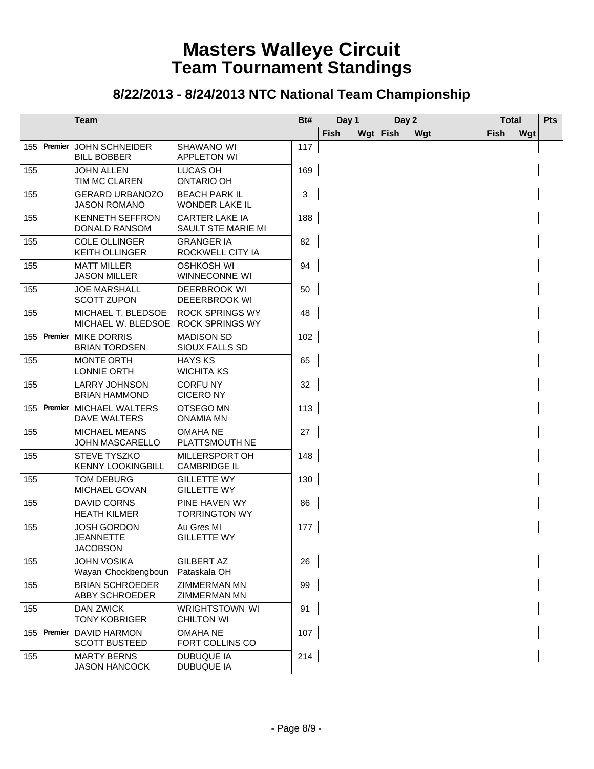# Masters Walleye Circuit
# Team Tournament Standings

## 8/22/2013 - 8/24/2013 NTC National Team Championship

| | Team | | Bt# | Day 1 | | Day 2 | | | Total | | Pts |
|---|---|---|---|---|---|---|---|---|---|---|---|
| | | | | Fish | Wgt | Fish | Wgt | | Fish | Wgt | |
| 155 **Premier** | JOHN SCHNEIDER<br>BILL BOBBER | SHAWANO WI<br>APPLETON WI | 117 | | | | | | | | |
| 155 | JOHN ALLEN<br>TIM MC CLAREN | LUCAS OH<br>ONTARIO OH | 169 | | | | | | | | |
| 155 | GERARD URBANOZO<br>JASON ROMANO | BEACH PARK IL<br>WONDER LAKE IL | 3 | | | | | | | | |
| 155 | KENNETH SEFFRON<br>DONALD RANSOM | CARTER LAKE IA<br>SAULT STE MARIE MI | 188 | | | | | | | | |
| 155 | COLE OLLINGER<br>KEITH OLLINGER | GRANGER IA<br>ROCKWELL CITY IA | 82 | | | | | | | | |
| 155 | MATT MILLER<br>JASON MILLER | OSHKOSH WI<br>WINNECONNE WI | 94 | | | | | | | | |
| 155 | JOE MARSHALL<br>SCOTT ZUPON | DEERBROOK WI<br>DEEERBROOK WI | 50 | | | | | | | | |
| 155 | MICHAEL T. BLEDSOE<br>MICHAEL W. BLEDSOE | ROCK SPRINGS WY<br>ROCK SPRINGS WY | 48 | | | | | | | | |
| 155 **Premier** | MIKE DORRIS<br>BRIAN TORDSEN | MADISON SD<br>SIOUX FALLS SD | 102 | | | | | | | | |
| 155 | MONTE ORTH<br>LONNIE ORTH | HAYS KS<br>WICHITA KS | 65 | | | | | | | | |
| 155 | LARRY JOHNSON<br>BRIAN HAMMOND | CORFU NY<br>CICERO NY | 32 | | | | | | | | |
| 155 **Premier** | MICHAEL WALTERS<br>DAVE WALTERS | OTSEGO MN<br>ONAMIA MN | 113 | | | | | | | | |
| 155 | MICHAEL MEANS<br>JOHN MASCARELLO | OMAHA NE<br>PLATTSMOUTH NE | 27 | | | | | | | | |
| 155 | STEVE TYSZKO<br>KENNY LOOKINGBILL | MILLERSPORT OH<br>CAMBRIDGE IL | 148 | | | | | | | | |
| 155 | TOM DEBURG<br>MICHAEL GOVAN | GILLETTE WY<br>GILLETTE WY | 130 | | | | | | | | |
| 155 | DAVID CORNS<br>HEATH KILMER | PINE HAVEN WY<br>TORRINGTON WY | 86 | | | | | | | | |
| 155 | JOSH GORDON<br>JEANNETTE JACOBSON | Au Gres MI<br>GILLETTE WY | 177 | | | | | | | | |
| 155 | JOHN VOSIKA<br>Wayan Chockbengboun | GILBERT AZ<br>Pataskala OH | 26 | | | | | | | | |
| 155 | BRIAN SCHROEDER<br>ABBY SCHROEDER | ZIMMERMAN MN<br>ZIMMERMAN MN | 99 | | | | | | | | |
| 155 | DAN ZWICK<br>TONY KOBRIGER | WRIGHTSTOWN WI<br>CHILTON WI | 91 | | | | | | | | |
| 155 **Premier** | DAVID HARMON<br>SCOTT BUSTEED | OMAHA NE<br>FORT COLLINS CO | 107 | | | | | | | | |
| 155 | MARTY BERNS<br>JASON HANCOCK | DUBUQUE IA<br>DUBUQUE IA | 214 | | | | | | | | |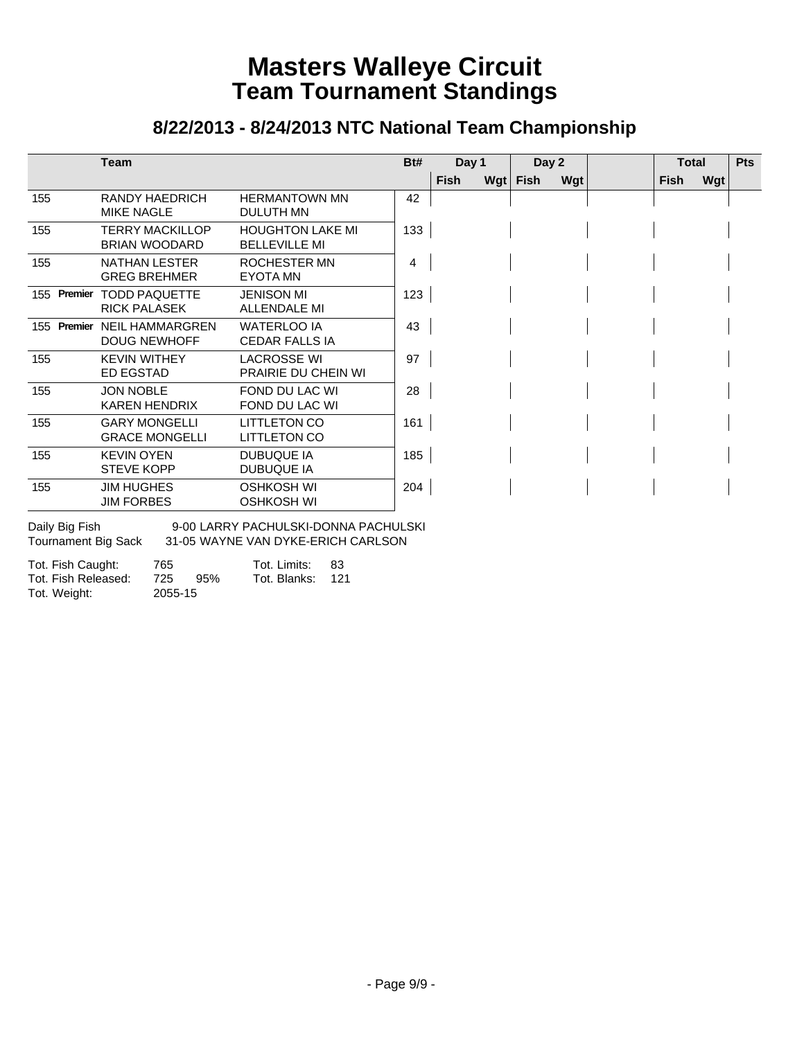# Masters Walleye Circuit
# Team Tournament Standings

## 8/22/2013 - 8/24/2013 NTC National Team Championship

| | Team | | Bt# | Day 1 | | Day 2 | | | Total | | Pts |
|---|---|---|---|---|---|---|---|---|---|---|---|
| | | | | Fish | Wgt | Fish | Wgt | | Fish | Wgt | |
| 155 | RANDY HAEDRICH<br>MIKE NAGLE | HERMANTOWN MN<br>DULUTH MN | 42 | | | | | | | | |
| 155 | TERRY MACKILLOP<br>BRIAN WOODARD | HOUGHTON LAKE MI<br>BELLEVILLE MI | 133 | | | | | | | | |
| 155 | NATHAN LESTER<br>GREG BREHMER | ROCHESTER MN<br>EYOTA MN | 4 | | | | | | | | |
| 155 **Premier** | TODD PAQUETTE<br>RICK PALASEK | JENISON MI<br>ALLENDALE MI | 123 | | | | | | | | |
| 155 **Premier** | NEIL HAMMARGREN<br>DOUG NEWHOFF | WATERLOO IA<br>CEDAR FALLS IA | 43 | | | | | | | | |
| 155 | KEVIN WITHEY<br>ED EGSTAD | LACROSSE WI<br>PRAIRIE DU CHEIN WI | 97 | | | | | | | | |
| 155 | JON NOBLE<br>KAREN HENDRIX | FOND DU LAC WI<br>FOND DU LAC WI | 28 | | | | | | | | |
| 155 | GARY MONGELLI<br>GRACE MONGELLI | LITTLETON CO<br>LITTLETON CO | 161 | | | | | | | | |
| 155 | KEVIN OYEN<br>STEVE KOPP | DUBUQUE IA<br>DUBUQUE IA | 185 | | | | | | | | |
| 155 | JIM HUGHES<br>JIM FORBES | OSHKOSH WI<br>OSHKOSH WI | 204 | | | | | | | | |

Daily Big Fish 9-00 LARRY PACHULSKI-DONNA PACHULSKI
Tournament Big Sack 31-05 WAYNE VAN DYKE-ERICH CARLSON

Tot. Fish Caught: 765 Tot. Limits: 83
Tot. Fish Released: 725 95% Tot. Blanks: 121
Tot. Weight: 2055-15